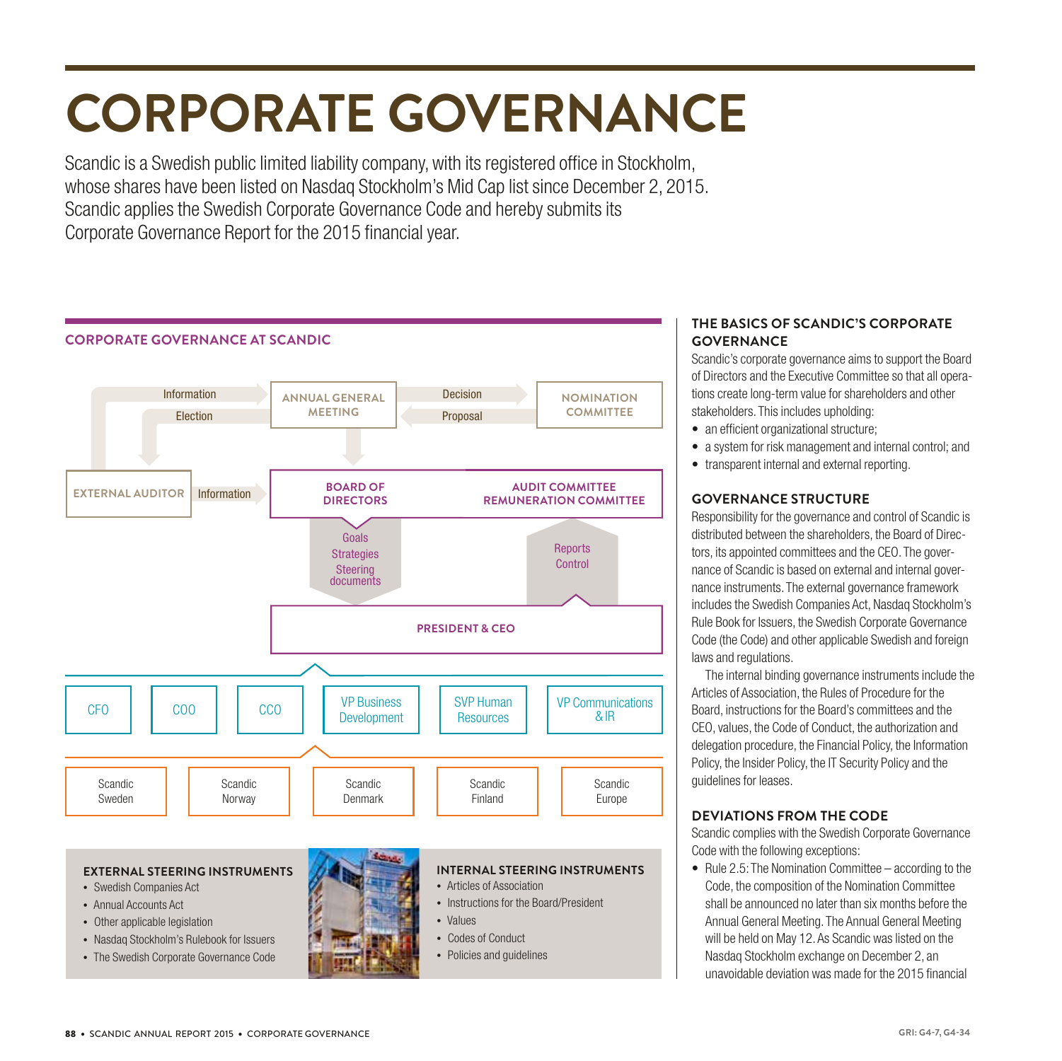# CORPORATE GOVERNANCE

Scandic is a Swedish public limited liability company, with its registered office in Stockholm, whose shares have been listed on Nasdaq Stockholm's Mid Cap list since December 2, 2015. Scandic applies the Swedish Corporate Governance Code and hereby submits its Corporate Governance Report for the 2015 financial year.

## CORPORATE GOVERNANCE AT SCANDIC

ANNUAL GENERAL MEETING

NOMINATION COMMITTEE

Decision

Proposal

Information

Election

EXTERNAL AUDITOR

Information

BOARD OF DIRECTORS

AUDIT COMMITTEE
REMUNERATION COMMITTEE

Goals
Strategies
Steering documents

Reports
Control

PRESIDENT & CEO

CFO | COO | CCO | VP Business Development | SVP Human Resources | VP Communications & IR

Scandic Sweden | Scandic Norway | Scandic Denmark | Scandic Finland | Scandic Europe

### EXTERNAL STEERING INSTRUMENTS

- Swedish Companies Act
- Annual Accounts Act
- Other applicable legislation
- Nasdaq Stockholm's Rulebook for Issuers
- The Swedish Corporate Governance Code

### INTERNAL STEERING INSTRUMENTS

- Articles of Association
- Instructions for the Board/President
- Values
- Codes of Conduct
- Policies and guidelines

## THE BASICS OF SCANDIC'S CORPORATE GOVERNANCE

Scandic's corporate governance aims to support the Board of Directors and the Executive Committee so that all operations create long-term value for shareholders and other stakeholders. This includes upholding:

- an efficient organizational structure;
- a system for risk management and internal control; and
- transparent internal and external reporting.

## GOVERNANCE STRUCTURE

Responsibility for the governance and control of Scandic is distributed between the shareholders, the Board of Directors, its appointed committees and the CEO. The governance of Scandic is based on external and internal governance instruments. The external governance framework includes the Swedish Companies Act, Nasdaq Stockholm's Rule Book for Issuers, the Swedish Corporate Governance Code (the Code) and other applicable Swedish and foreign laws and regulations.

The internal binding governance instruments include the Articles of Association, the Rules of Procedure for the Board, instructions for the Board's committees and the CEO, values, the Code of Conduct, the authorization and delegation procedure, the Financial Policy, the Information Policy, the Insider Policy, the IT Security Policy and the guidelines for leases.

## DEVIATIONS FROM THE CODE

Scandic complies with the Swedish Corporate Governance Code with the following exceptions:

- Rule 2.5: The Nomination Committee – according to the Code, the composition of the Nomination Committee shall be announced no later than six months before the Annual General Meeting. The Annual General Meeting will be held on May 12. As Scandic was listed on the Nasdaq Stockholm exchange on December 2, an unavoidable deviation was made for the 2015 financial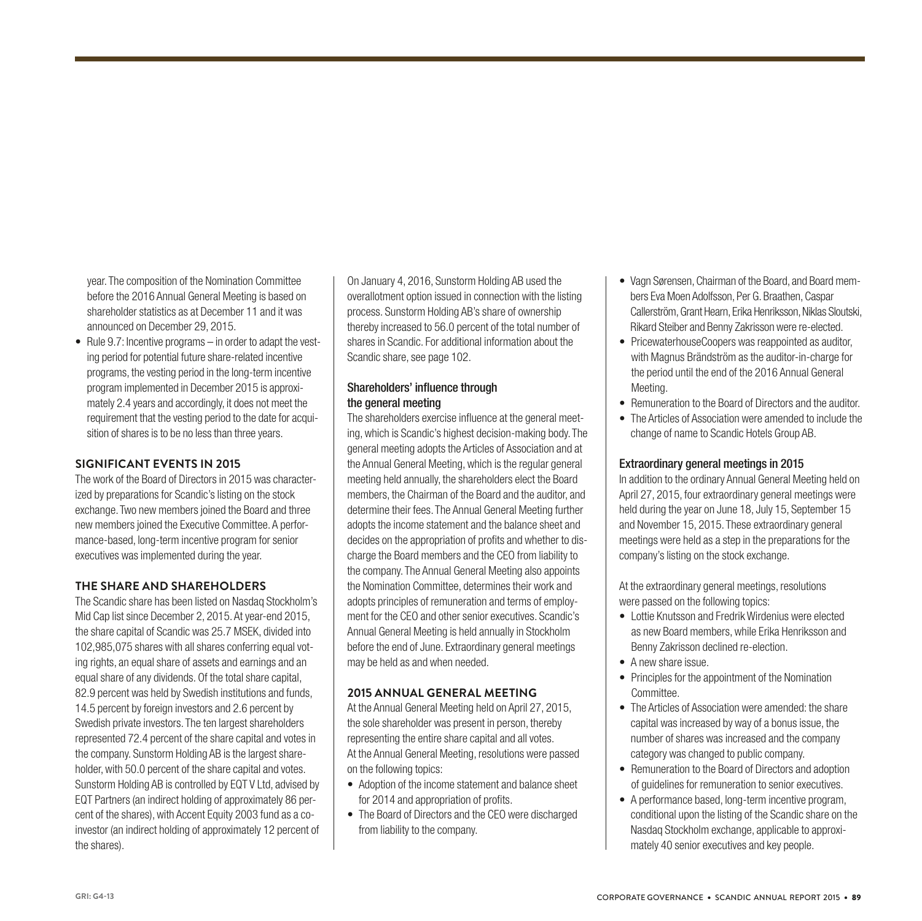year. The composition of the Nomination Committee before the 2016 Annual General Meeting is based on shareholder statistics as at December 11 and it was announced on December 29, 2015.

- Rule 9.7: Incentive programs – in order to adapt the vesting period for potential future share-related incentive programs, the vesting period in the long-term incentive program implemented in December 2015 is approximately 2.4 years and accordingly, it does not meet the requirement that the vesting period to the date for acquisition of shares is to be no less than three years.

## SIGNIFICANT EVENTS IN 2015

The work of the Board of Directors in 2015 was characterized by preparations for Scandic's listing on the stock exchange. Two new members joined the Board and three new members joined the Executive Committee. A performance-based, long-term incentive program for senior executives was implemented during the year.

## THE SHARE AND SHAREHOLDERS

The Scandic share has been listed on Nasdaq Stockholm's Mid Cap list since December 2, 2015. At year-end 2015, the share capital of Scandic was 25.7 MSEK, divided into 102,985,075 shares with all shares conferring equal voting rights, an equal share of assets and earnings and an equal share of any dividends. Of the total share capital, 82.9 percent was held by Swedish institutions and funds, 14.5 percent by foreign investors and 2.6 percent by Swedish private investors. The ten largest shareholders represented 72.4 percent of the share capital and votes in the company. Sunstorm Holding AB is the largest shareholder, with 50.0 percent of the share capital and votes. Sunstorm Holding AB is controlled by EQT V Ltd, advised by EQT Partners (an indirect holding of approximately 86 percent of the shares), with Accent Equity 2003 fund as a co-investor (an indirect holding of approximately 12 percent of the shares).

On January 4, 2016, Sunstorm Holding AB used the overallotment option issued in connection with the listing process. Sunstorm Holding AB's share of ownership thereby increased to 56.0 percent of the total number of shares in Scandic. For additional information about the Scandic share, see page 102.

### Shareholders' influence through the general meeting

The shareholders exercise influence at the general meeting, which is Scandic's highest decision-making body. The general meeting adopts the Articles of Association and at the Annual General Meeting, which is the regular general meeting held annually, the shareholders elect the Board members, the Chairman of the Board and the auditor, and determine their fees. The Annual General Meeting further adopts the income statement and the balance sheet and decides on the appropriation of profits and whether to discharge the Board members and the CEO from liability to the company. The Annual General Meeting also appoints the Nomination Committee, determines their work and adopts principles of remuneration and terms of employment for the CEO and other senior executives. Scandic's Annual General Meeting is held annually in Stockholm before the end of June. Extraordinary general meetings may be held as and when needed.

## 2015 ANNUAL GENERAL MEETING

At the Annual General Meeting held on April 27, 2015, the sole shareholder was present in person, thereby representing the entire share capital and all votes. At the Annual General Meeting, resolutions were passed on the following topics:

- Adoption of the income statement and balance sheet for 2014 and appropriation of profits.
- The Board of Directors and the CEO were discharged from liability to the company.
- Vagn Sørensen, Chairman of the Board, and Board members Eva Moen Adolfsson, Per G. Braathen, Caspar Callerström, Grant Hearn, Erika Henriksson, Niklas Sloutski, Rikard Steiber and Benny Zakrisson were re-elected.
- PricewaterhouseCoopers was reappointed as auditor, with Magnus Brändström as the auditor-in-charge for the period until the end of the 2016 Annual General Meeting.
- Remuneration to the Board of Directors and the auditor.
- The Articles of Association were amended to include the change of name to Scandic Hotels Group AB.

### Extraordinary general meetings in 2015

In addition to the ordinary Annual General Meeting held on April 27, 2015, four extraordinary general meetings were held during the year on June 18, July 15, September 15 and November 15, 2015. These extraordinary general meetings were held as a step in the preparations for the company's listing on the stock exchange.

At the extraordinary general meetings, resolutions were passed on the following topics:

- Lottie Knutsson and Fredrik Wirdenius were elected as new Board members, while Erika Henriksson and Benny Zakrisson declined re-election.
- A new share issue.
- Principles for the appointment of the Nomination Committee.
- The Articles of Association were amended: the share capital was increased by way of a bonus issue, the number of shares was increased and the company category was changed to public company.
- Remuneration to the Board of Directors and adoption of guidelines for remuneration to senior executives.
- A performance based, long-term incentive program, conditional upon the listing of the Scandic share on the Nasdaq Stockholm exchange, applicable to approximately 40 senior executives and key people.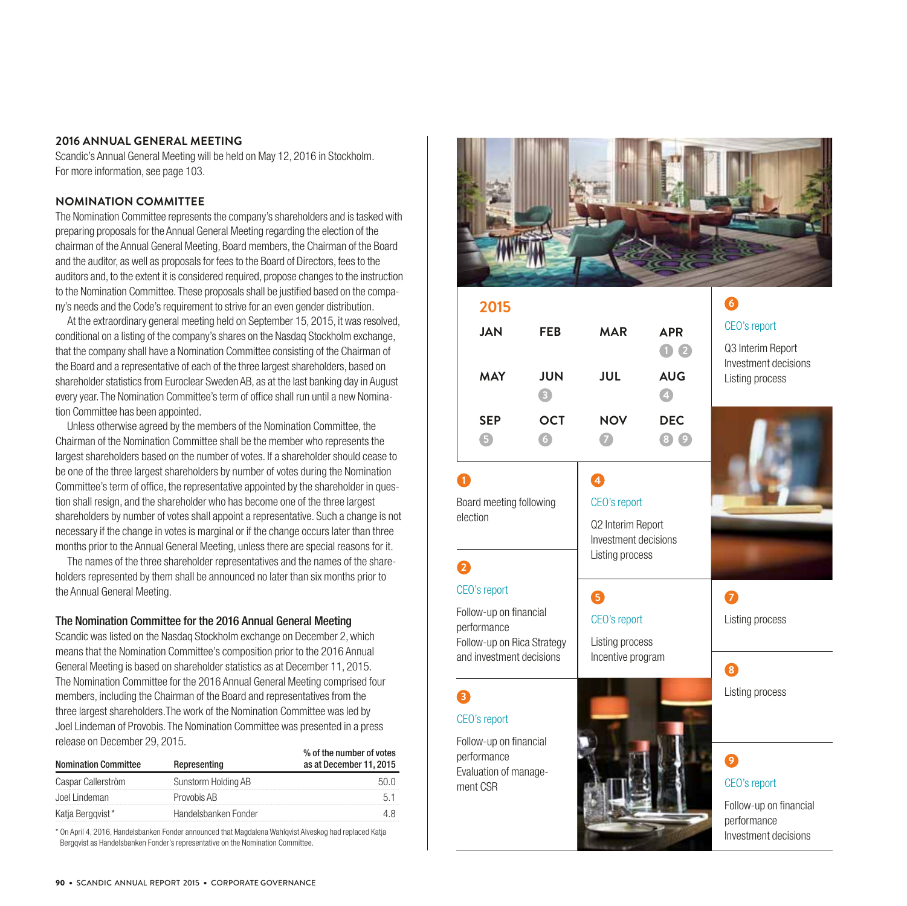## 2016 ANNUAL GENERAL MEETING

Scandic's Annual General Meeting will be held on May 12, 2016 in Stockholm. For more information, see page 103.

## NOMINATION COMMITTEE

The Nomination Committee represents the company's shareholders and is tasked with preparing proposals for the Annual General Meeting regarding the election of the chairman of the Annual General Meeting, Board members, the Chairman of the Board and the auditor, as well as proposals for fees to the Board of Directors, fees to the auditors and, to the extent it is considered required, propose changes to the instruction to the Nomination Committee. These proposals shall be justified based on the company's needs and the Code's requirement to strive for an even gender distribution.

At the extraordinary general meeting held on September 15, 2015, it was resolved, conditional on a listing of the company's shares on the Nasdaq Stockholm exchange, that the company shall have a Nomination Committee consisting of the Chairman of the Board and a representative of each of the three largest shareholders, based on shareholder statistics from Euroclear Sweden AB, as at the last banking day in August every year. The Nomination Committee's term of office shall run until a new Nomination Committee has been appointed.

Unless otherwise agreed by the members of the Nomination Committee, the Chairman of the Nomination Committee shall be the member who represents the largest shareholders based on the number of votes. If a shareholder should cease to be one of the three largest shareholders by number of votes during the Nomination Committee's term of office, the representative appointed by the shareholder in question shall resign, and the shareholder who has become one of the three largest shareholders by number of votes shall appoint a representative. Such a change is not necessary if the change in votes is marginal or if the change occurs later than three months prior to the Annual General Meeting, unless there are special reasons for it.

The names of the three shareholder representatives and the names of the shareholders represented by them shall be announced no later than six months prior to the Annual General Meeting.

### The Nomination Committee for the 2016 Annual General Meeting

Scandic was listed on the Nasdaq Stockholm exchange on December 2, which means that the Nomination Committee's composition prior to the 2016 Annual General Meeting is based on shareholder statistics as at December 11, 2015. The Nomination Committee for the 2016 Annual General Meeting comprised four members, including the Chairman of the Board and representatives from the three largest shareholders.The work of the Nomination Committee was led by Joel Lindeman of Provobis. The Nomination Committee was presented in a press release on December 29, 2015.

| Nomination Committee | Representing | % of the number of votes as at December 11, 2015 |
|---|---|---|
| Caspar Callerström | Sunstorm Holding AB | 50.0 |
| Joel Lindeman | Provobis AB | 5.1 |
| Katja Bergqvist* | Handelsbanken Fonder | 4.8 |

* On April 4, 2016, Handelsbanken Fonder announced that Magdalena Wahlqvist Alveskog had replaced Katja Bergqvist as Handelsbanken Fonder's representative on the Nomination Committee.

### 2015

| JAN | FEB | MAR | APR |
|---|---|---|---|
| | | | 1 2 |
| **MAY** | **JUN** | **JUL** | **AUG** |
| | 3 | | 4 |
| **SEP** | **OCT** | **NOV** | **DEC** |
| 5 | 6 | 7 | 8 9 |

**1**
Board meeting following election

**2**
CEO's report
Follow-up on financial performance
Follow-up on Rica Strategy and investment decisions

**3**
CEO's report
Follow-up on financial performance
Evaluation of management CSR

**4**
CEO's report
Q2 Interim Report
Investment decisions
Listing process

**5**
CEO's report
Listing process
Incentive program

**6**
CEO's report
Q3 Interim Report
Investment decisions
Listing process

**7**
Listing process

**8**
Listing process

**9**
CEO's report
Follow-up on financial performance
Investment decisions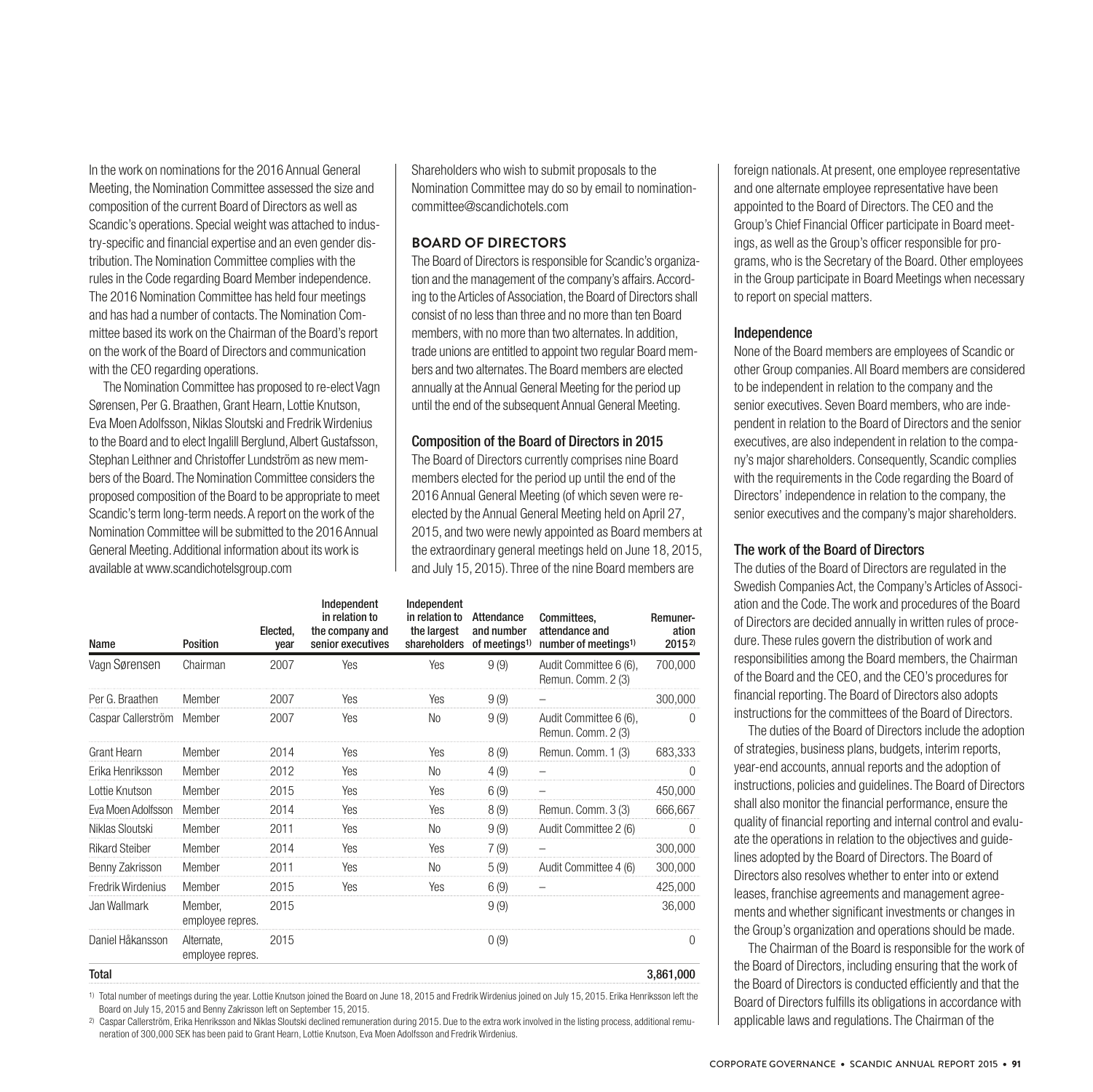In the work on nominations for the 2016 Annual General Meeting, the Nomination Committee assessed the size and composition of the current Board of Directors as well as Scandic's operations. Special weight was attached to industry-specific and financial expertise and an even gender distribution. The Nomination Committee complies with the rules in the Code regarding Board Member independence. The 2016 Nomination Committee has held four meetings and has had a number of contacts. The Nomination Committee based its work on the Chairman of the Board's report on the work of the Board of Directors and communication with the CEO regarding operations.

The Nomination Committee has proposed to re-elect Vagn Sørensen, Per G. Braathen, Grant Hearn, Lottie Knutson, Eva Moen Adolfsson, Niklas Sloutski and Fredrik Wirdenius to the Board and to elect Ingalill Berglund, Albert Gustafsson, Stephan Leithner and Christoffer Lundström as new members of the Board. The Nomination Committee considers the proposed composition of the Board to be appropriate to meet Scandic's term long-term needs. A report on the work of the Nomination Committee will be submitted to the 2016 Annual General Meeting. Additional information about its work is available at www.scandichotelsgroup.com

Shareholders who wish to submit proposals to the Nomination Committee may do so by email to nomination-committee@scandichotels.com

## BOARD OF DIRECTORS

The Board of Directors is responsible for Scandic's organization and the management of the company's affairs. According to the Articles of Association, the Board of Directors shall consist of no less than three and no more than ten Board members, with no more than two alternates. In addition, trade unions are entitled to appoint two regular Board members and two alternates. The Board members are elected annually at the Annual General Meeting for the period up until the end of the subsequent Annual General Meeting.

### Composition of the Board of Directors in 2015

The Board of Directors currently comprises nine Board members elected for the period up until the end of the 2016 Annual General Meeting (of which seven were re-elected by the Annual General Meeting held on April 27, 2015, and two were newly appointed as Board members at the extraordinary general meetings held on June 18, 2015, and July 15, 2015). Three of the nine Board members are foreign nationals. At present, one employee representative and one alternate employee representative have been appointed to the Board of Directors. The CEO and the Group's Chief Financial Officer participate in Board meetings, as well as the Group's officer responsible for programs, who is the Secretary of the Board. Other employees in the Group participate in Board Meetings when necessary to report on special matters.

| Name | Position | Elected, year | Independent in relation to the company and senior executives | Independent in relation to the largest shareholders | Attendance and number of meetings[1] | Committees, attendance and number of meetings[1] | Remuneration 2015[2] |
|---|---|---|---|---|---|---|---|
| Vagn Sørensen | Chairman | 2007 | Yes | Yes | 9 (9) | Audit Committee 6 (6), Remun. Comm. 2 (3) | 700,000 |
| Per G. Braathen | Member | 2007 | Yes | Yes | 9 (9) | – | 300,000 |
| Caspar Callerström | Member | 2007 | Yes | No | 9 (9) | Audit Committee 6 (6), Remun. Comm. 2 (3) | 0 |
| Grant Hearn | Member | 2014 | Yes | Yes | 8 (9) | Remun. Comm. 1 (3) | 683,333 |
| Erika Henriksson | Member | 2012 | Yes | No | 4 (9) | – | 0 |
| Lottie Knutson | Member | 2015 | Yes | Yes | 6 (9) | – | 450,000 |
| Eva Moen Adolfsson | Member | 2014 | Yes | Yes | 8 (9) | Remun. Comm. 3 (3) | 666,667 |
| Niklas Sloutski | Member | 2011 | Yes | No | 9 (9) | Audit Committee 2 (6) | 0 |
| Rikard Steiber | Member | 2014 | Yes | Yes | 7 (9) | – | 300,000 |
| Benny Zakrisson | Member | 2011 | Yes | No | 5 (9) | Audit Committee 4 (6) | 300,000 |
| Fredrik Wirdenius | Member | 2015 | Yes | Yes | 6 (9) | – | 425,000 |
| Jan Wallmark | Member, employee repres. | 2015 | | | 9 (9) | | 36,000 |
| Daniel Håkansson | Alternate, employee repres. | 2015 | | | 0 (9) | | 0 |
| **Total** | | | | | | | **3,861,000** |

1) Total number of meetings during the year. Lottie Knutson joined the Board on June 18, 2015 and Fredrik Wirdenius joined on July 15, 2015. Erika Henriksson left the Board on July 15, 2015 and Benny Zakrisson left on September 15, 2015.

2) Caspar Callerström, Erika Henriksson and Niklas Sloutski declined remuneration during 2015. Due to the extra work involved in the listing process, additional remuneration of 300,000 SEK has been paid to Grant Hearn, Lottie Knutson, Eva Moen Adolfsson and Fredrik Wirdenius.

### Independence

None of the Board members are employees of Scandic or other Group companies. All Board members are considered to be independent in relation to the company and the senior executives. Seven Board members, who are independent in relation to the Board of Directors and the senior executives, are also independent in relation to the company's major shareholders. Consequently, Scandic complies with the requirements in the Code regarding the Board of Directors' independence in relation to the company, the senior executives and the company's major shareholders.

### The work of the Board of Directors

The duties of the Board of Directors are regulated in the Swedish Companies Act, the Company's Articles of Association and the Code. The work and procedures of the Board of Directors are decided annually in written rules of procedure. These rules govern the distribution of work and responsibilities among the Board members, the Chairman of the Board and the CEO, and the CEO's procedures for financial reporting. The Board of Directors also adopts instructions for the committees of the Board of Directors.

The duties of the Board of Directors include the adoption of strategies, business plans, budgets, interim reports, year-end accounts, annual reports and the adoption of instructions, policies and guidelines. The Board of Directors shall also monitor the financial performance, ensure the quality of financial reporting and internal control and evaluate the operations in relation to the objectives and guidelines adopted by the Board of Directors. The Board of Directors also resolves whether to enter into or extend leases, franchise agreements and management agreements and whether significant investments or changes in the Group's organization and operations should be made.

The Chairman of the Board is responsible for the work of the Board of Directors, including ensuring that the work of the Board of Directors is conducted efficiently and that the Board of Directors fulfills its obligations in accordance with applicable laws and regulations. The Chairman of the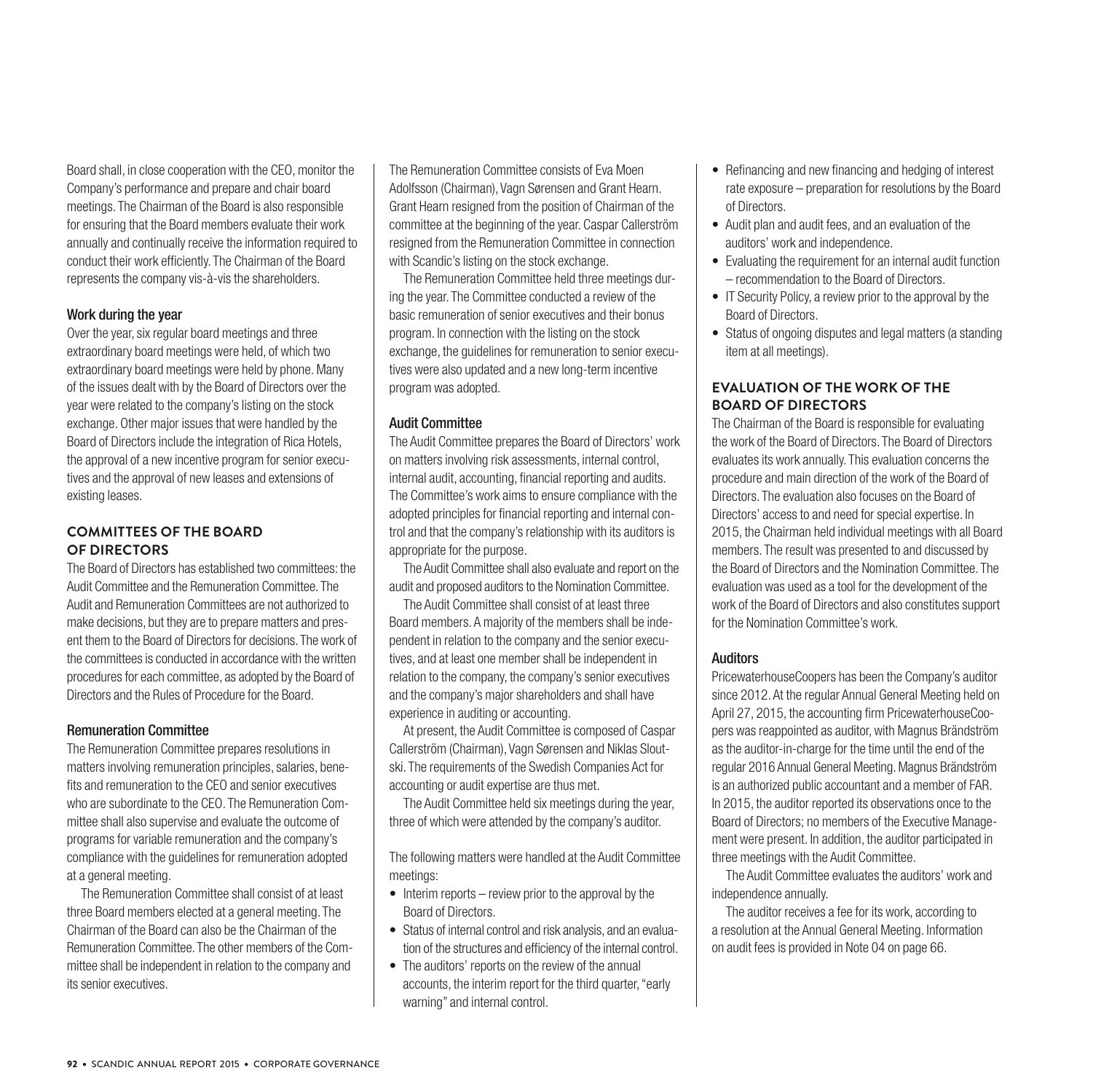Board shall, in close cooperation with the CEO, monitor the Company's performance and prepare and chair board meetings. The Chairman of the Board is also responsible for ensuring that the Board members evaluate their work annually and continually receive the information required to conduct their work efficiently. The Chairman of the Board represents the company vis-à-vis the shareholders.

### Work during the year

Over the year, six regular board meetings and three extraordinary board meetings were held, of which two extraordinary board meetings were held by phone. Many of the issues dealt with by the Board of Directors over the year were related to the company's listing on the stock exchange. Other major issues that were handled by the Board of Directors include the integration of Rica Hotels, the approval of a new incentive program for senior executives and the approval of new leases and extensions of existing leases.

## COMMITTEES OF THE BOARD OF DIRECTORS

The Board of Directors has established two committees: the Audit Committee and the Remuneration Committee. The Audit and Remuneration Committees are not authorized to make decisions, but they are to prepare matters and present them to the Board of Directors for decisions. The work of the committees is conducted in accordance with the written procedures for each committee, as adopted by the Board of Directors and the Rules of Procedure for the Board.

### Remuneration Committee

The Remuneration Committee prepares resolutions in matters involving remuneration principles, salaries, benefits and remuneration to the CEO and senior executives who are subordinate to the CEO. The Remuneration Committee shall also supervise and evaluate the outcome of programs for variable remuneration and the company's compliance with the guidelines for remuneration adopted at a general meeting.

The Remuneration Committee shall consist of at least three Board members elected at a general meeting. The Chairman of the Board can also be the Chairman of the Remuneration Committee. The other members of the Committee shall be independent in relation to the company and its senior executives.

The Remuneration Committee consists of Eva Moen Adolfsson (Chairman), Vagn Sørensen and Grant Hearn. Grant Hearn resigned from the position of Chairman of the committee at the beginning of the year. Caspar Callerström resigned from the Remuneration Committee in connection with Scandic's listing on the stock exchange.

The Remuneration Committee held three meetings during the year. The Committee conducted a review of the basic remuneration of senior executives and their bonus program. In connection with the listing on the stock exchange, the guidelines for remuneration to senior executives were also updated and a new long-term incentive program was adopted.

### Audit Committee

The Audit Committee prepares the Board of Directors' work on matters involving risk assessments, internal control, internal audit, accounting, financial reporting and audits. The Committee's work aims to ensure compliance with the adopted principles for financial reporting and internal control and that the company's relationship with its auditors is appropriate for the purpose.

The Audit Committee shall also evaluate and report on the audit and proposed auditors to the Nomination Committee.

The Audit Committee shall consist of at least three Board members. A majority of the members shall be independent in relation to the company and the senior executives, and at least one member shall be independent in relation to the company, the company's senior executives and the company's major shareholders and shall have experience in auditing or accounting.

At present, the Audit Committee is composed of Caspar Callerström (Chairman), Vagn Sørensen and Niklas Sloutski. The requirements of the Swedish Companies Act for accounting or audit expertise are thus met.

The Audit Committee held six meetings during the year, three of which were attended by the company's auditor.

The following matters were handled at the Audit Committee meetings:

- Interim reports – review prior to the approval by the Board of Directors.
- Status of internal control and risk analysis, and an evaluation of the structures and efficiency of the internal control.
- The auditors' reports on the review of the annual accounts, the interim report for the third quarter, "early warning" and internal control.
- Refinancing and new financing and hedging of interest rate exposure – preparation for resolutions by the Board of Directors.
- Audit plan and audit fees, and an evaluation of the auditors' work and independence.
- Evaluating the requirement for an internal audit function – recommendation to the Board of Directors.
- IT Security Policy, a review prior to the approval by the Board of Directors.
- Status of ongoing disputes and legal matters (a standing item at all meetings).

## EVALUATION OF THE WORK OF THE BOARD OF DIRECTORS

The Chairman of the Board is responsible for evaluating the work of the Board of Directors. The Board of Directors evaluates its work annually. This evaluation concerns the procedure and main direction of the work of the Board of Directors. The evaluation also focuses on the Board of Directors' access to and need for special expertise. In 2015, the Chairman held individual meetings with all Board members. The result was presented to and discussed by the Board of Directors and the Nomination Committee. The evaluation was used as a tool for the development of the work of the Board of Directors and also constitutes support for the Nomination Committee's work.

### Auditors

PricewaterhouseCoopers has been the Company's auditor since 2012. At the regular Annual General Meeting held on April 27, 2015, the accounting firm PricewaterhouseCoopers was reappointed as auditor, with Magnus Brändström as the auditor-in-charge for the time until the end of the regular 2016 Annual General Meeting. Magnus Brändström is an authorized public accountant and a member of FAR. In 2015, the auditor reported its observations once to the Board of Directors; no members of the Executive Management were present. In addition, the auditor participated in three meetings with the Audit Committee.

The Audit Committee evaluates the auditors' work and independence annually.

The auditor receives a fee for its work, according to a resolution at the Annual General Meeting. Information on audit fees is provided in Note 04 on page 66.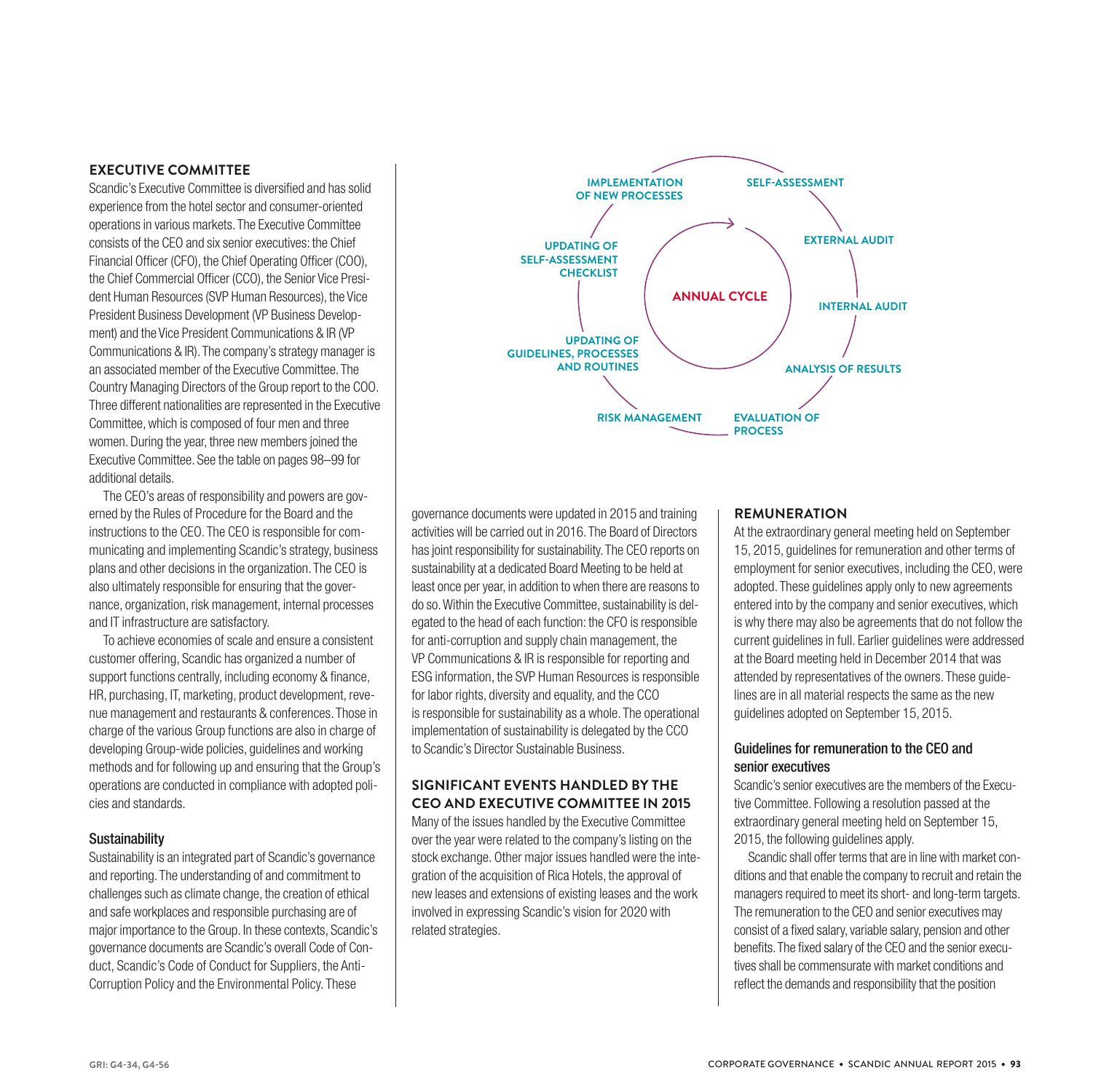## EXECUTIVE COMMITTEE

Scandic's Executive Committee is diversified and has solid experience from the hotel sector and consumer-oriented operations in various markets. The Executive Committee consists of the CEO and six senior executives: the Chief Financial Officer (CFO), the Chief Operating Officer (COO), the Chief Commercial Officer (CCO), the Senior Vice President Human Resources (SVP Human Resources), the Vice President Business Development (VP Business Development) and the Vice President Communications & IR (VP Communications & IR). The company's strategy manager is an associated member of the Executive Committee. The Country Managing Directors of the Group report to the COO. Three different nationalities are represented in the Executive Committee, which is composed of four men and three women. During the year, three new members joined the Executive Committee. See the table on pages 98–99 for additional details.

The CEO's areas of responsibility and powers are governed by the Rules of Procedure for the Board and the instructions to the CEO. The CEO is responsible for communicating and implementing Scandic's strategy, business plans and other decisions in the organization. The CEO is also ultimately responsible for ensuring that the governance, organization, risk management, internal processes and IT infrastructure are satisfactory.

To achieve economies of scale and ensure a consistent customer offering, Scandic has organized a number of support functions centrally, including economy & finance, HR, purchasing, IT, marketing, product development, revenue management and restaurants & conferences. Those in charge of the various Group functions are also in charge of developing Group-wide policies, guidelines and working methods and for following up and ensuring that the Group's operations are conducted in compliance with adopted policies and standards.

### Sustainability

Sustainability is an integrated part of Scandic's governance and reporting. The understanding of and commitment to challenges such as climate change, the creation of ethical and safe workplaces and responsible purchasing are of major importance to the Group. In these contexts, Scandic's governance documents are Scandic's overall Code of Conduct, Scandic's Code of Conduct for Suppliers, the Anti-Corruption Policy and the Environmental Policy. These governance documents were updated in 2015 and training activities will be carried out in 2016. The Board of Directors has joint responsibility for sustainability. The CEO reports on sustainability at a dedicated Board Meeting to be held at least once per year, in addition to when there are reasons to do so. Within the Executive Committee, sustainability is delegated to the head of each function: the CFO is responsible for anti-corruption and supply chain management, the VP Communications & IR is responsible for reporting and ESG information, the SVP Human Resources is responsible for labor rights, diversity and equality, and the CCO is responsible for sustainability as a whole. The operational implementation of sustainability is delegated by the CCO to Scandic's Director Sustainable Business.

**ANNUAL CYCLE**

- SELF-ASSESSMENT
- EXTERNAL AUDIT
- INTERNAL AUDIT
- ANALYSIS OF RESULTS
- EVALUATION OF PROCESS
- RISK MANAGEMENT
- UPDATING OF GUIDELINES, PROCESSES AND ROUTINES
- UPDATING OF SELF-ASSESSMENT CHECKLIST
- IMPLEMENTATION OF NEW PROCESSES

## SIGNIFICANT EVENTS HANDLED BY THE CEO AND EXECUTIVE COMMITTEE IN 2015

Many of the issues handled by the Executive Committee over the year were related to the company's listing on the stock exchange. Other major issues handled were the integration of the acquisition of Rica Hotels, the approval of new leases and extensions of existing leases and the work involved in expressing Scandic's vision for 2020 with related strategies.

## REMUNERATION

At the extraordinary general meeting held on September 15, 2015, guidelines for remuneration and other terms of employment for senior executives, including the CEO, were adopted. These guidelines apply only to new agreements entered into by the company and senior executives, which is why there may also be agreements that do not follow the current guidelines in full. Earlier guidelines were addressed at the Board meeting held in December 2014 that was attended by representatives of the owners. These guidelines are in all material respects the same as the new guidelines adopted on September 15, 2015.

### Guidelines for remuneration to the CEO and senior executives

Scandic's senior executives are the members of the Executive Committee. Following a resolution passed at the extraordinary general meeting held on September 15, 2015, the following guidelines apply.

Scandic shall offer terms that are in line with market conditions and that enable the company to recruit and retain the managers required to meet its short- and long-term targets. The remuneration to the CEO and senior executives may consist of a fixed salary, variable salary, pension and other benefits. The fixed salary of the CEO and the senior executives shall be commensurate with market conditions and reflect the demands and responsibility that the position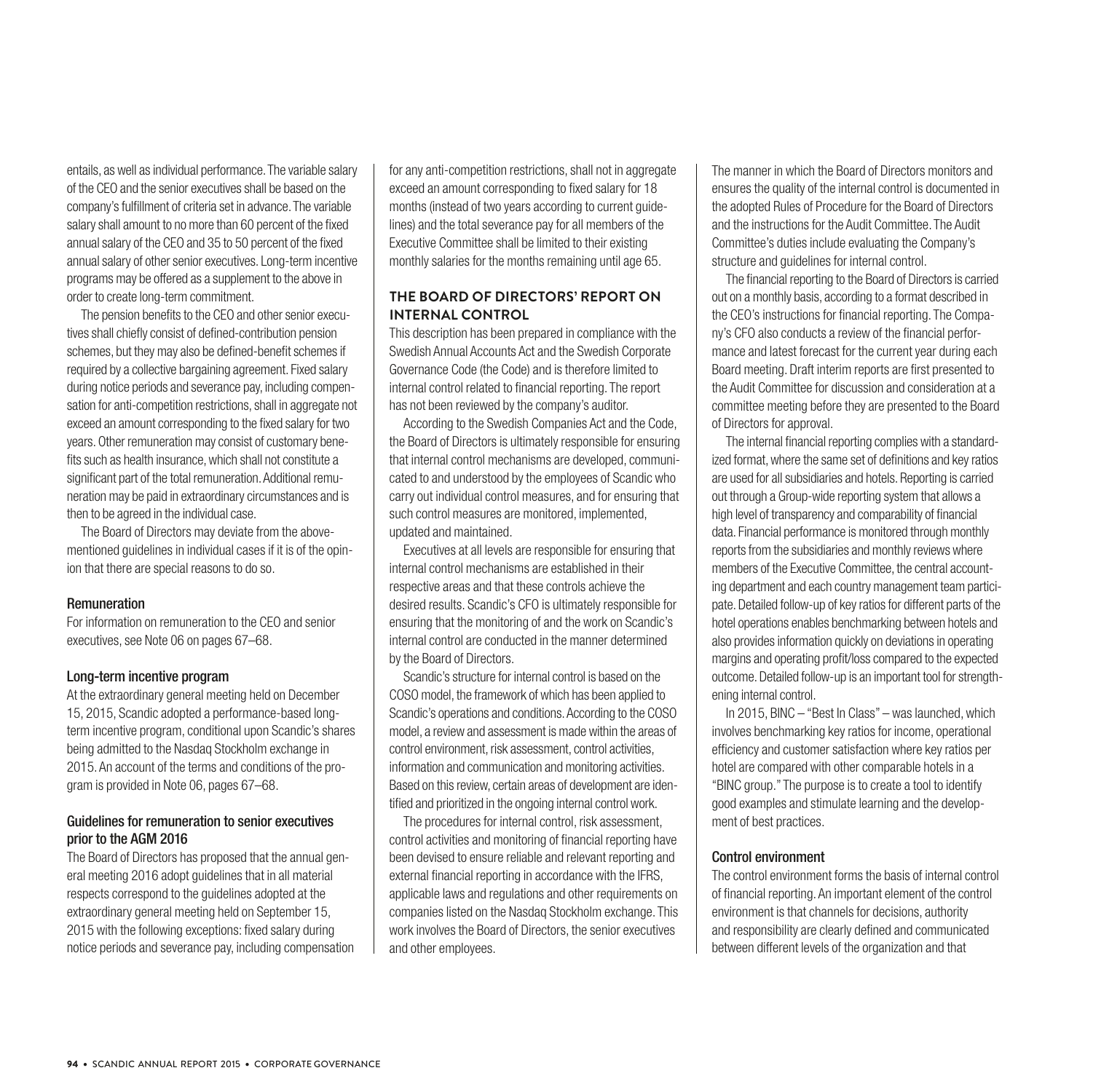entails, as well as individual performance. The variable salary of the CEO and the senior executives shall be based on the company's fulfillment of criteria set in advance. The variable salary shall amount to no more than 60 percent of the fixed annual salary of the CEO and 35 to 50 percent of the fixed annual salary of other senior executives. Long-term incentive programs may be offered as a supplement to the above in order to create long-term commitment.

The pension benefits to the CEO and other senior executives shall chiefly consist of defined-contribution pension schemes, but they may also be defined-benefit schemes if required by a collective bargaining agreement. Fixed salary during notice periods and severance pay, including compensation for anti-competition restrictions, shall in aggregate not exceed an amount corresponding to the fixed salary for two years. Other remuneration may consist of customary benefits such as health insurance, which shall not constitute a significant part of the total remuneration. Additional remuneration may be paid in extraordinary circumstances and is then to be agreed in the individual case.

The Board of Directors may deviate from the above-mentioned guidelines in individual cases if it is of the opinion that there are special reasons to do so.

### Remuneration

For information on remuneration to the CEO and senior executives, see Note 06 on pages 67–68.

### Long-term incentive program

At the extraordinary general meeting held on December 15, 2015, Scandic adopted a performance-based long-term incentive program, conditional upon Scandic's shares being admitted to the Nasdaq Stockholm exchange in 2015. An account of the terms and conditions of the program is provided in Note 06, pages 67–68.

### Guidelines for remuneration to senior executives prior to the AGM 2016

The Board of Directors has proposed that the annual general meeting 2016 adopt guidelines that in all material respects correspond to the guidelines adopted at the extraordinary general meeting held on September 15, 2015 with the following exceptions: fixed salary during notice periods and severance pay, including compensation for any anti-competition restrictions, shall not in aggregate exceed an amount corresponding to fixed salary for 18 months (instead of two years according to current guidelines) and the total severance pay for all members of the Executive Committee shall be limited to their existing monthly salaries for the months remaining until age 65.

## THE BOARD OF DIRECTORS' REPORT ON INTERNAL CONTROL

This description has been prepared in compliance with the Swedish Annual Accounts Act and the Swedish Corporate Governance Code (the Code) and is therefore limited to internal control related to financial reporting. The report has not been reviewed by the company's auditor.

According to the Swedish Companies Act and the Code, the Board of Directors is ultimately responsible for ensuring that internal control mechanisms are developed, communicated to and understood by the employees of Scandic who carry out individual control measures, and for ensuring that such control measures are monitored, implemented, updated and maintained.

Executives at all levels are responsible for ensuring that internal control mechanisms are established in their respective areas and that these controls achieve the desired results. Scandic's CFO is ultimately responsible for ensuring that the monitoring of and the work on Scandic's internal control are conducted in the manner determined by the Board of Directors.

Scandic's structure for internal control is based on the COSO model, the framework of which has been applied to Scandic's operations and conditions. According to the COSO model, a review and assessment is made within the areas of control environment, risk assessment, control activities, information and communication and monitoring activities. Based on this review, certain areas of development are identified and prioritized in the ongoing internal control work.

The procedures for internal control, risk assessment, control activities and monitoring of financial reporting have been devised to ensure reliable and relevant reporting and external financial reporting in accordance with the IFRS, applicable laws and regulations and other requirements on companies listed on the Nasdaq Stockholm exchange. This work involves the Board of Directors, the senior executives and other employees.

The manner in which the Board of Directors monitors and ensures the quality of the internal control is documented in the adopted Rules of Procedure for the Board of Directors and the instructions for the Audit Committee. The Audit Committee's duties include evaluating the Company's structure and guidelines for internal control.

The financial reporting to the Board of Directors is carried out on a monthly basis, according to a format described in the CEO's instructions for financial reporting. The Company's CFO also conducts a review of the financial performance and latest forecast for the current year during each Board meeting. Draft interim reports are first presented to the Audit Committee for discussion and consideration at a committee meeting before they are presented to the Board of Directors for approval.

The internal financial reporting complies with a standardized format, where the same set of definitions and key ratios are used for all subsidiaries and hotels. Reporting is carried out through a Group-wide reporting system that allows a high level of transparency and comparability of financial data. Financial performance is monitored through monthly reports from the subsidiaries and monthly reviews where members of the Executive Committee, the central accounting department and each country management team participate. Detailed follow-up of key ratios for different parts of the hotel operations enables benchmarking between hotels and also provides information quickly on deviations in operating margins and operating profit/loss compared to the expected outcome. Detailed follow-up is an important tool for strengthening internal control.

In 2015, BINC – "Best In Class" – was launched, which involves benchmarking key ratios for income, operational efficiency and customer satisfaction where key ratios per hotel are compared with other comparable hotels in a "BINC group." The purpose is to create a tool to identify good examples and stimulate learning and the development of best practices.

### Control environment

The control environment forms the basis of internal control of financial reporting. An important element of the control environment is that channels for decisions, authority and responsibility are clearly defined and communicated between different levels of the organization and that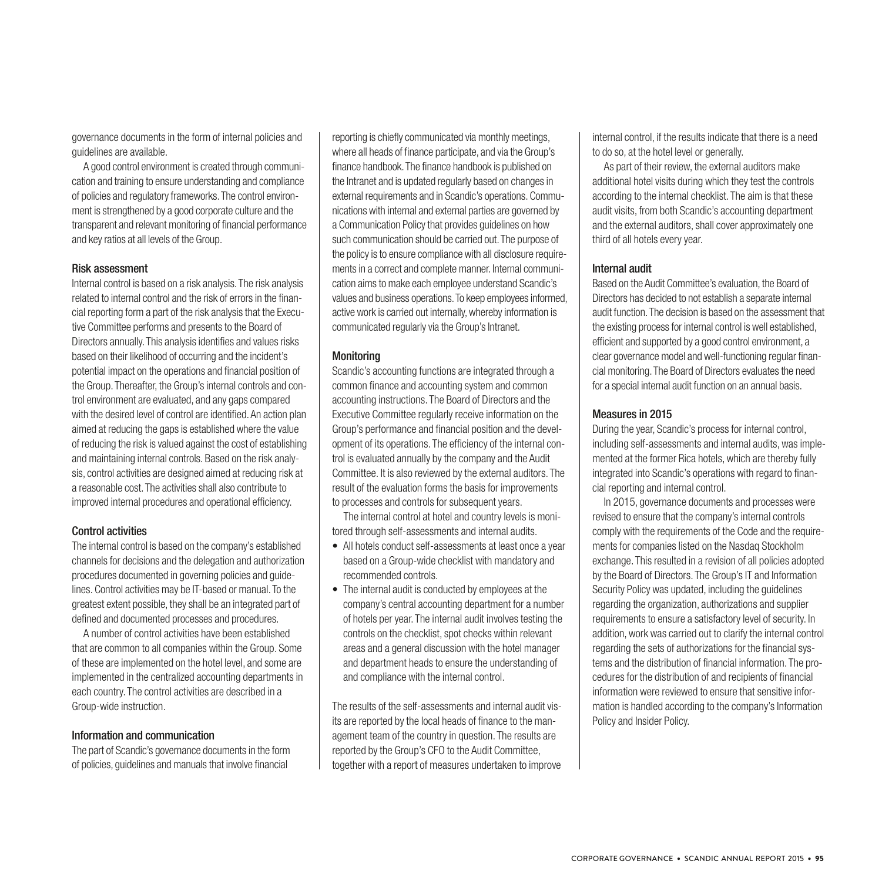governance documents in the form of internal policies and guidelines are available.

A good control environment is created through communication and training to ensure understanding and compliance of policies and regulatory frameworks. The control environment is strengthened by a good corporate culture and the transparent and relevant monitoring of financial performance and key ratios at all levels of the Group.

### Risk assessment

Internal control is based on a risk analysis. The risk analysis related to internal control and the risk of errors in the financial reporting form a part of the risk analysis that the Executive Committee performs and presents to the Board of Directors annually. This analysis identifies and values risks based on their likelihood of occurring and the incident's potential impact on the operations and financial position of the Group. Thereafter, the Group's internal controls and control environment are evaluated, and any gaps compared with the desired level of control are identified. An action plan aimed at reducing the gaps is established where the value of reducing the risk is valued against the cost of establishing and maintaining internal controls. Based on the risk analysis, control activities are designed aimed at reducing risk at a reasonable cost. The activities shall also contribute to improved internal procedures and operational efficiency.

### Control activities

The internal control is based on the company's established channels for decisions and the delegation and authorization procedures documented in governing policies and guidelines. Control activities may be IT-based or manual. To the greatest extent possible, they shall be an integrated part of defined and documented processes and procedures.

A number of control activities have been established that are common to all companies within the Group. Some of these are implemented on the hotel level, and some are implemented in the centralized accounting departments in each country. The control activities are described in a Group-wide instruction.

### Information and communication

The part of Scandic's governance documents in the form of policies, guidelines and manuals that involve financial reporting is chiefly communicated via monthly meetings, where all heads of finance participate, and via the Group's finance handbook. The finance handbook is published on the Intranet and is updated regularly based on changes in external requirements and in Scandic's operations. Communications with internal and external parties are governed by a Communication Policy that provides guidelines on how such communication should be carried out. The purpose of the policy is to ensure compliance with all disclosure requirements in a correct and complete manner. Internal communication aims to make each employee understand Scandic's values and business operations. To keep employees informed, active work is carried out internally, whereby information is communicated regularly via the Group's Intranet.

### Monitoring

Scandic's accounting functions are integrated through a common finance and accounting system and common accounting instructions. The Board of Directors and the Executive Committee regularly receive information on the Group's performance and financial position and the development of its operations. The efficiency of the internal control is evaluated annually by the company and the Audit Committee. It is also reviewed by the external auditors. The result of the evaluation forms the basis for improvements to processes and controls for subsequent years.

The internal control at hotel and country levels is monitored through self-assessments and internal audits.

- All hotels conduct self-assessments at least once a year based on a Group-wide checklist with mandatory and recommended controls.
- The internal audit is conducted by employees at the company's central accounting department for a number of hotels per year. The internal audit involves testing the controls on the checklist, spot checks within relevant areas and a general discussion with the hotel manager and department heads to ensure the understanding of and compliance with the internal control.

The results of the self-assessments and internal audit visits are reported by the local heads of finance to the management team of the country in question. The results are reported by the Group's CFO to the Audit Committee, together with a report of measures undertaken to improve internal control, if the results indicate that there is a need to do so, at the hotel level or generally.

As part of their review, the external auditors make additional hotel visits during which they test the controls according to the internal checklist. The aim is that these audit visits, from both Scandic's accounting department and the external auditors, shall cover approximately one third of all hotels every year.

### Internal audit

Based on the Audit Committee's evaluation, the Board of Directors has decided to not establish a separate internal audit function. The decision is based on the assessment that the existing process for internal control is well established, efficient and supported by a good control environment, a clear governance model and well-functioning regular financial monitoring. The Board of Directors evaluates the need for a special internal audit function on an annual basis.

### Measures in 2015

During the year, Scandic's process for internal control, including self-assessments and internal audits, was implemented at the former Rica hotels, which are thereby fully integrated into Scandic's operations with regard to financial reporting and internal control.

In 2015, governance documents and processes were revised to ensure that the company's internal controls comply with the requirements of the Code and the requirements for companies listed on the Nasdaq Stockholm exchange. This resulted in a revision of all policies adopted by the Board of Directors. The Group's IT and Information Security Policy was updated, including the guidelines regarding the organization, authorizations and supplier requirements to ensure a satisfactory level of security. In addition, work was carried out to clarify the internal control regarding the sets of authorizations for the financial systems and the distribution of financial information. The procedures for the distribution of and recipients of financial information were reviewed to ensure that sensitive information is handled according to the company's Information Policy and Insider Policy.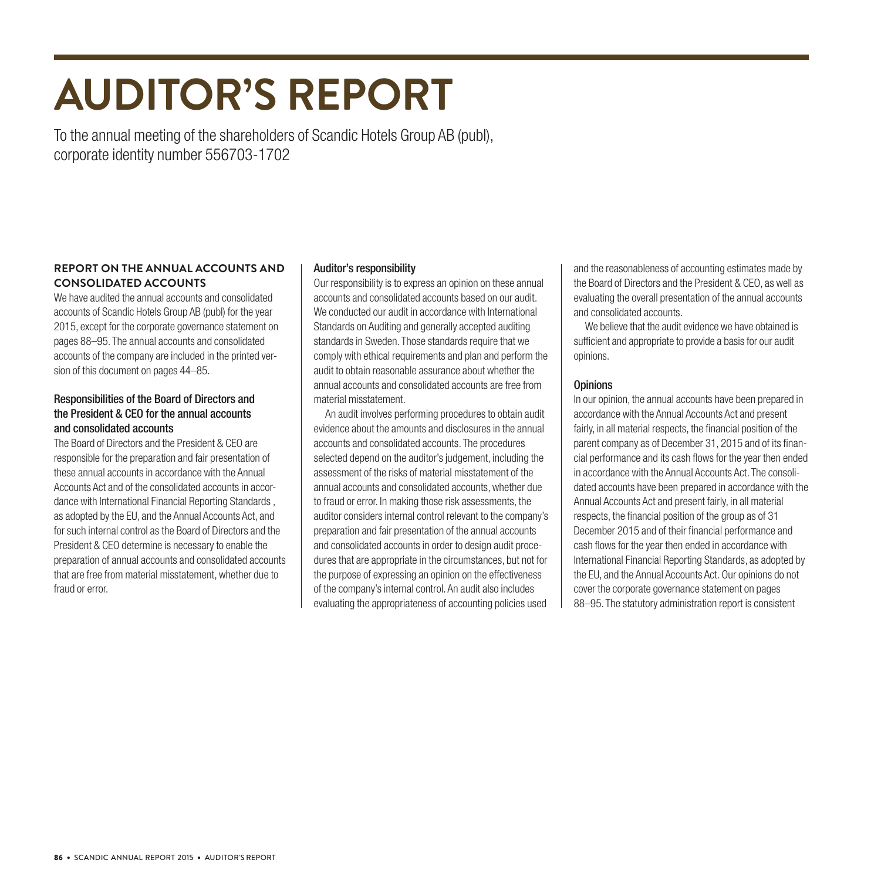# AUDITOR'S REPORT

To the annual meeting of the shareholders of Scandic Hotels Group AB (publ), corporate identity number 556703-1702

## REPORT ON THE ANNUAL ACCOUNTS AND CONSOLIDATED ACCOUNTS

We have audited the annual accounts and consolidated accounts of Scandic Hotels Group AB (publ) for the year 2015, except for the corporate governance statement on pages 88–95. The annual accounts and consolidated accounts of the company are included in the printed version of this document on pages 44–85.

### Responsibilities of the Board of Directors and the President & CEO for the annual accounts and consolidated accounts

The Board of Directors and the President & CEO are responsible for the preparation and fair presentation of these annual accounts in accordance with the Annual Accounts Act and of the consolidated accounts in accordance with International Financial Reporting Standards , as adopted by the EU, and the Annual Accounts Act, and for such internal control as the Board of Directors and the President & CEO determine is necessary to enable the preparation of annual accounts and consolidated accounts that are free from material misstatement, whether due to fraud or error.

### Auditor's responsibility

Our responsibility is to express an opinion on these annual accounts and consolidated accounts based on our audit. We conducted our audit in accordance with International Standards on Auditing and generally accepted auditing standards in Sweden. Those standards require that we comply with ethical requirements and plan and perform the audit to obtain reasonable assurance about whether the annual accounts and consolidated accounts are free from material misstatement.

An audit involves performing procedures to obtain audit evidence about the amounts and disclosures in the annual accounts and consolidated accounts. The procedures selected depend on the auditor's judgement, including the assessment of the risks of material misstatement of the annual accounts and consolidated accounts, whether due to fraud or error. In making those risk assessments, the auditor considers internal control relevant to the company's preparation and fair presentation of the annual accounts and consolidated accounts in order to design audit procedures that are appropriate in the circumstances, but not for the purpose of expressing an opinion on the effectiveness of the company's internal control. An audit also includes evaluating the appropriateness of accounting policies used and the reasonableness of accounting estimates made by the Board of Directors and the President & CEO, as well as evaluating the overall presentation of the annual accounts and consolidated accounts.

We believe that the audit evidence we have obtained is sufficient and appropriate to provide a basis for our audit opinions.

### Opinions

In our opinion, the annual accounts have been prepared in accordance with the Annual Accounts Act and present fairly, in all material respects, the financial position of the parent company as of December 31, 2015 and of its financial performance and its cash flows for the year then ended in accordance with the Annual Accounts Act. The consolidated accounts have been prepared in accordance with the Annual Accounts Act and present fairly, in all material respects, the financial position of the group as of 31 December 2015 and of their financial performance and cash flows for the year then ended in accordance with International Financial Reporting Standards, as adopted by the EU, and the Annual Accounts Act. Our opinions do not cover the corporate governance statement on pages 88–95. The statutory administration report is consistent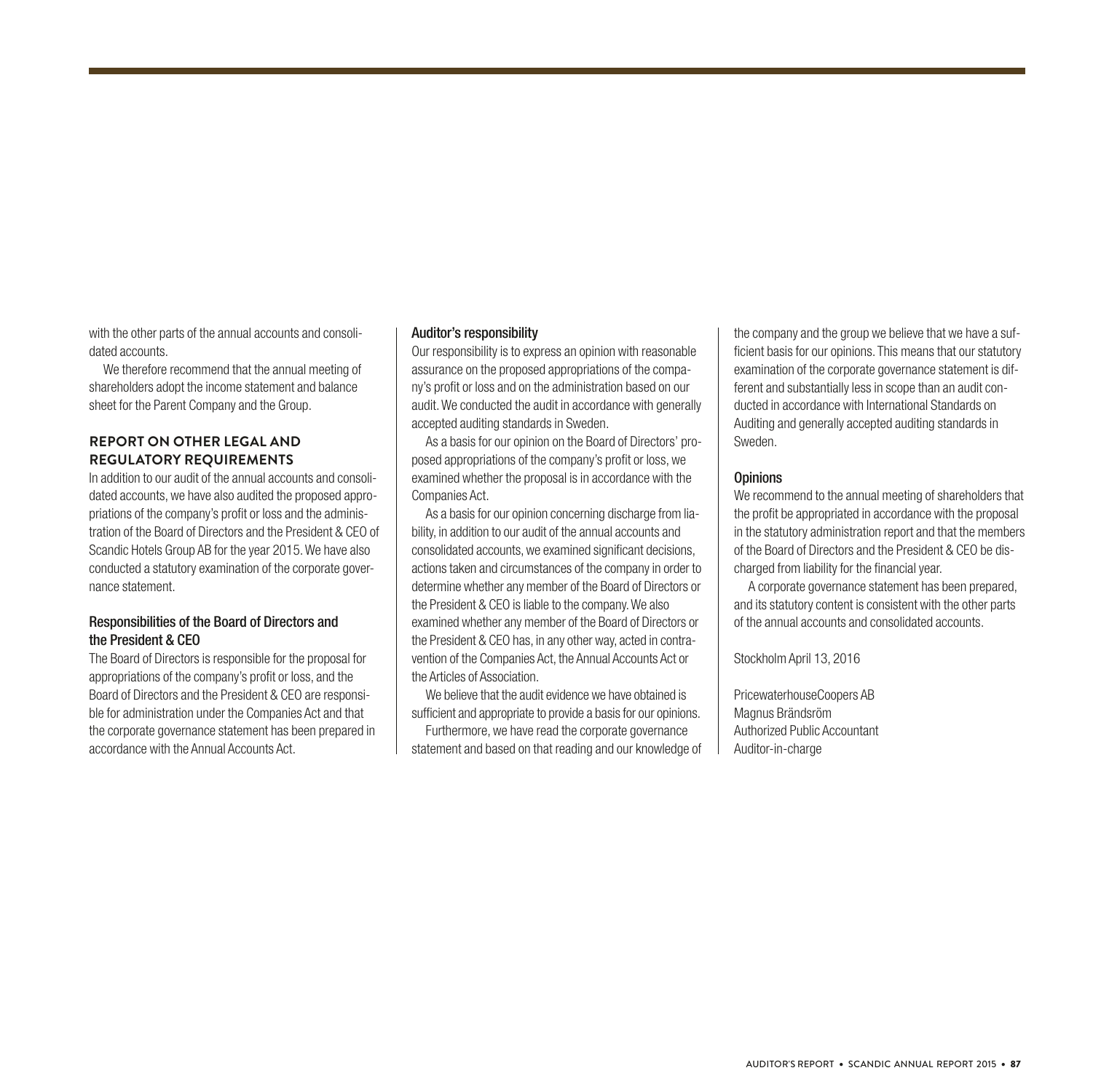with the other parts of the annual accounts and consolidated accounts.

We therefore recommend that the annual meeting of shareholders adopt the income statement and balance sheet for the Parent Company and the Group.

## REPORT ON OTHER LEGAL AND REGULATORY REQUIREMENTS

In addition to our audit of the annual accounts and consolidated accounts, we have also audited the proposed appropriations of the company's profit or loss and the administration of the Board of Directors and the President & CEO of Scandic Hotels Group AB for the year 2015. We have also conducted a statutory examination of the corporate governance statement.

### Responsibilities of the Board of Directors and the President & CEO

The Board of Directors is responsible for the proposal for appropriations of the company's profit or loss, and the Board of Directors and the President & CEO are responsible for administration under the Companies Act and that the corporate governance statement has been prepared in accordance with the Annual Accounts Act.

### Auditor's responsibility

Our responsibility is to express an opinion with reasonable assurance on the proposed appropriations of the company's profit or loss and on the administration based on our audit. We conducted the audit in accordance with generally accepted auditing standards in Sweden.

As a basis for our opinion on the Board of Directors' proposed appropriations of the company's profit or loss, we examined whether the proposal is in accordance with the Companies Act.

As a basis for our opinion concerning discharge from liability, in addition to our audit of the annual accounts and consolidated accounts, we examined significant decisions, actions taken and circumstances of the company in order to determine whether any member of the Board of Directors or the President & CEO is liable to the company. We also examined whether any member of the Board of Directors or the President & CEO has, in any other way, acted in contravention of the Companies Act, the Annual Accounts Act or the Articles of Association.

We believe that the audit evidence we have obtained is sufficient and appropriate to provide a basis for our opinions.

Furthermore, we have read the corporate governance statement and based on that reading and our knowledge of the company and the group we believe that we have a sufficient basis for our opinions. This means that our statutory examination of the corporate governance statement is different and substantially less in scope than an audit conducted in accordance with International Standards on Auditing and generally accepted auditing standards in Sweden.

### Opinions

We recommend to the annual meeting of shareholders that the profit be appropriated in accordance with the proposal in the statutory administration report and that the members of the Board of Directors and the President & CEO be discharged from liability for the financial year.

A corporate governance statement has been prepared, and its statutory content is consistent with the other parts of the annual accounts and consolidated accounts.

Stockholm April 13, 2016

PricewaterhouseCoopers AB
Magnus Brändsröm
Authorized Public Accountant
Auditor-in-charge